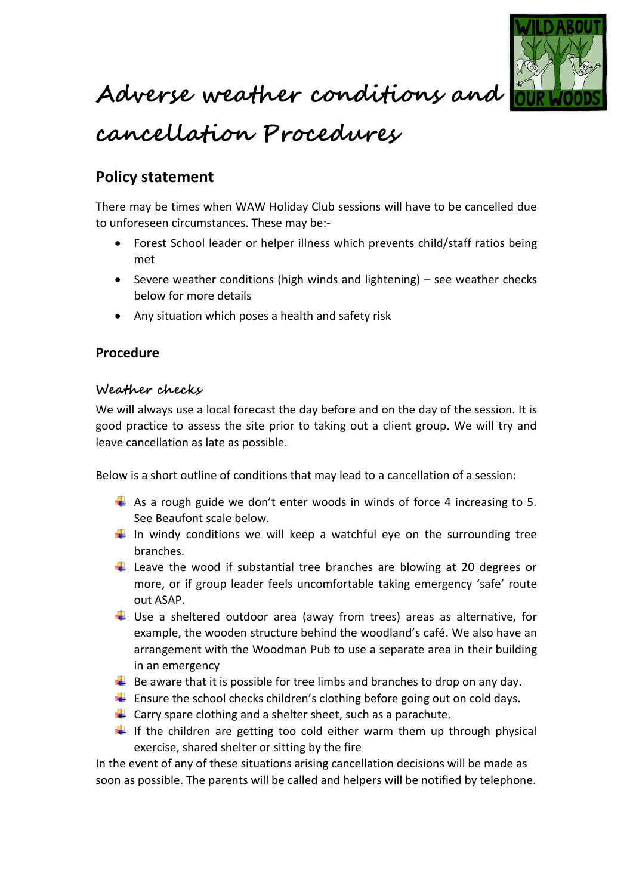# Adverse weather conditions and cancellation Procedures

## Policy statement

There may be times when WAW Holiday Club sessions will have to be cancelled due to unforeseen circumstances. These may be:-

- Forest School leader or helper illness which prevents child/staff ratios being met
- Severe weather conditions (high winds and lightening) – see weather checks below for more details
- Any situation which poses a health and safety risk

## Procedure

### Weather checks

We will always use a local forecast the day before and on the day of the session. It is good practice to assess the site prior to taking out a client group. We will try and leave cancellation as late as possible.

Below is a short outline of conditions that may lead to a cancellation of a session:

- As a rough guide we don't enter woods in winds of force 4 increasing to 5. See Beaufont scale below.
- In windy conditions we will keep a watchful eye on the surrounding tree branches.
- Leave the wood if substantial tree branches are blowing at 20 degrees or more, or if group leader feels uncomfortable taking emergency 'safe' route out ASAP.
- Use a sheltered outdoor area (away from trees) areas as alternative, for example, the wooden structure behind the woodland's café. We also have an arrangement with the Woodman Pub to use a separate area in their building in an emergency
- Be aware that it is possible for tree limbs and branches to drop on any day.
- Ensure the school checks children's clothing before going out on cold days.
- Carry spare clothing and a shelter sheet, such as a parachute.
- If the children are getting too cold either warm them up through physical exercise, shared shelter or sitting by the fire

In the event of any of these situations arising cancellation decisions will be made as soon as possible. The parents will be called and helpers will be notified by telephone.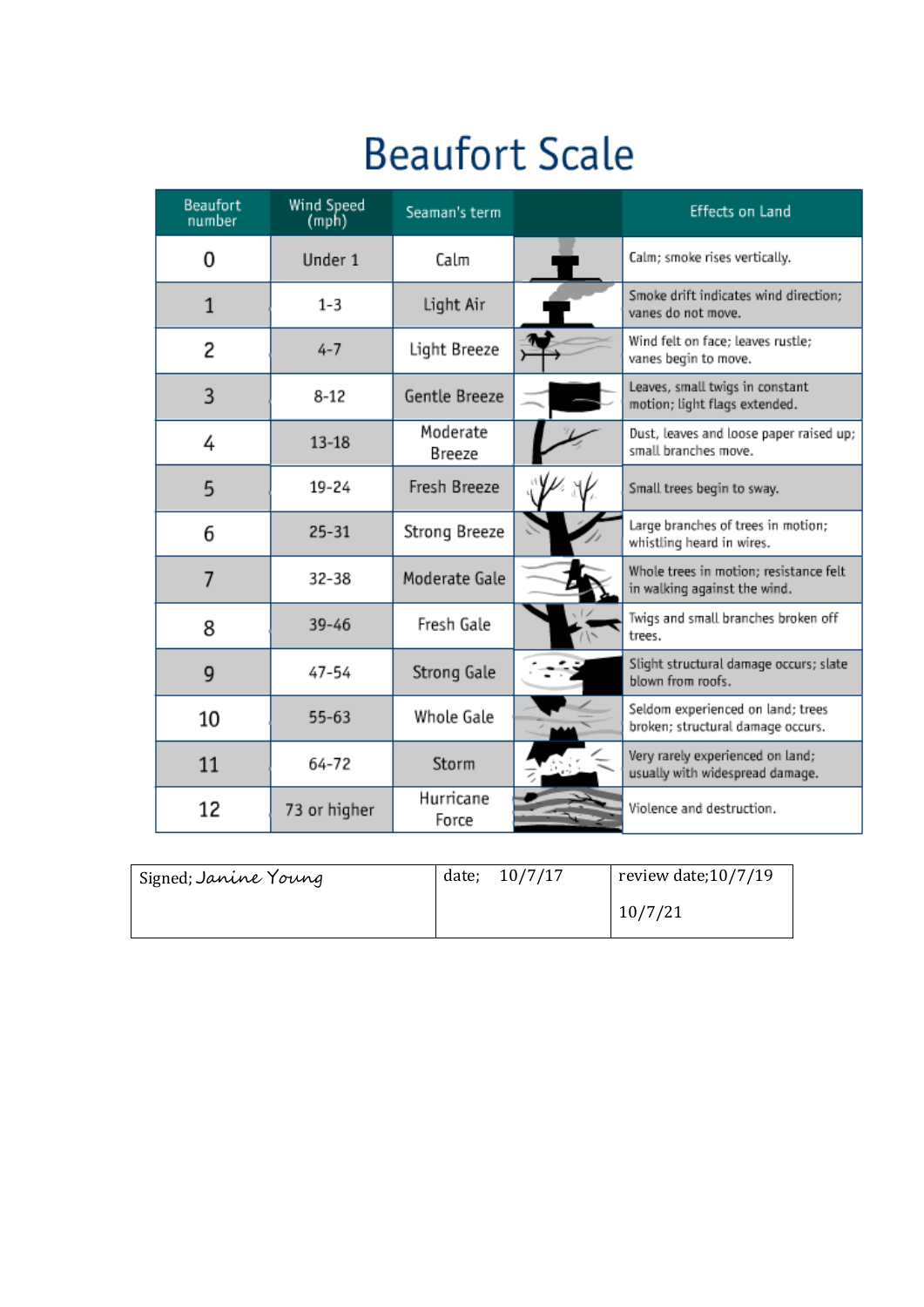# Beaufort Scale

| Beaufort number | Wind Speed (mph) | Seaman's term | | Effects on Land |
|---|---|---|---|---|
| 0 | Under 1 | Calm | | Calm; smoke rises vertically. |
| 1 | 1-3 | Light Air | | Smoke drift indicates wind direction; vanes do not move. |
| 2 | 4-7 | Light Breeze | | Wind felt on face; leaves rustle; vanes begin to move. |
| 3 | 8-12 | Gentle Breeze | | Leaves, small twigs in constant motion; light flags extended. |
| 4 | 13-18 | Moderate Breeze | | Dust, leaves and loose paper raised up; small branches move. |
| 5 | 19-24 | Fresh Breeze | | Small trees begin to sway. |
| 6 | 25-31 | Strong Breeze | | Large branches of trees in motion; whistling heard in wires. |
| 7 | 32-38 | Moderate Gale | | Whole trees in motion; resistance felt in walking against the wind. |
| 8 | 39-46 | Fresh Gale | | Twigs and small branches broken off trees. |
| 9 | 47-54 | Strong Gale | | Slight structural damage occurs; slate blown from roofs. |
| 10 | 55-63 | Whole Gale | | Seldom experienced on land; trees broken; structural damage occurs. |
| 11 | 64-72 | Storm | | Very rarely experienced on land; usually with widespread damage. |
| 12 | 73 or higher | Hurricane Force | | Violence and destruction. |

| | | |
|---|---|---|
| Signed; *Janine Young* | date; 10/7/17 | review date;10/7/19<br>10/7/21 |